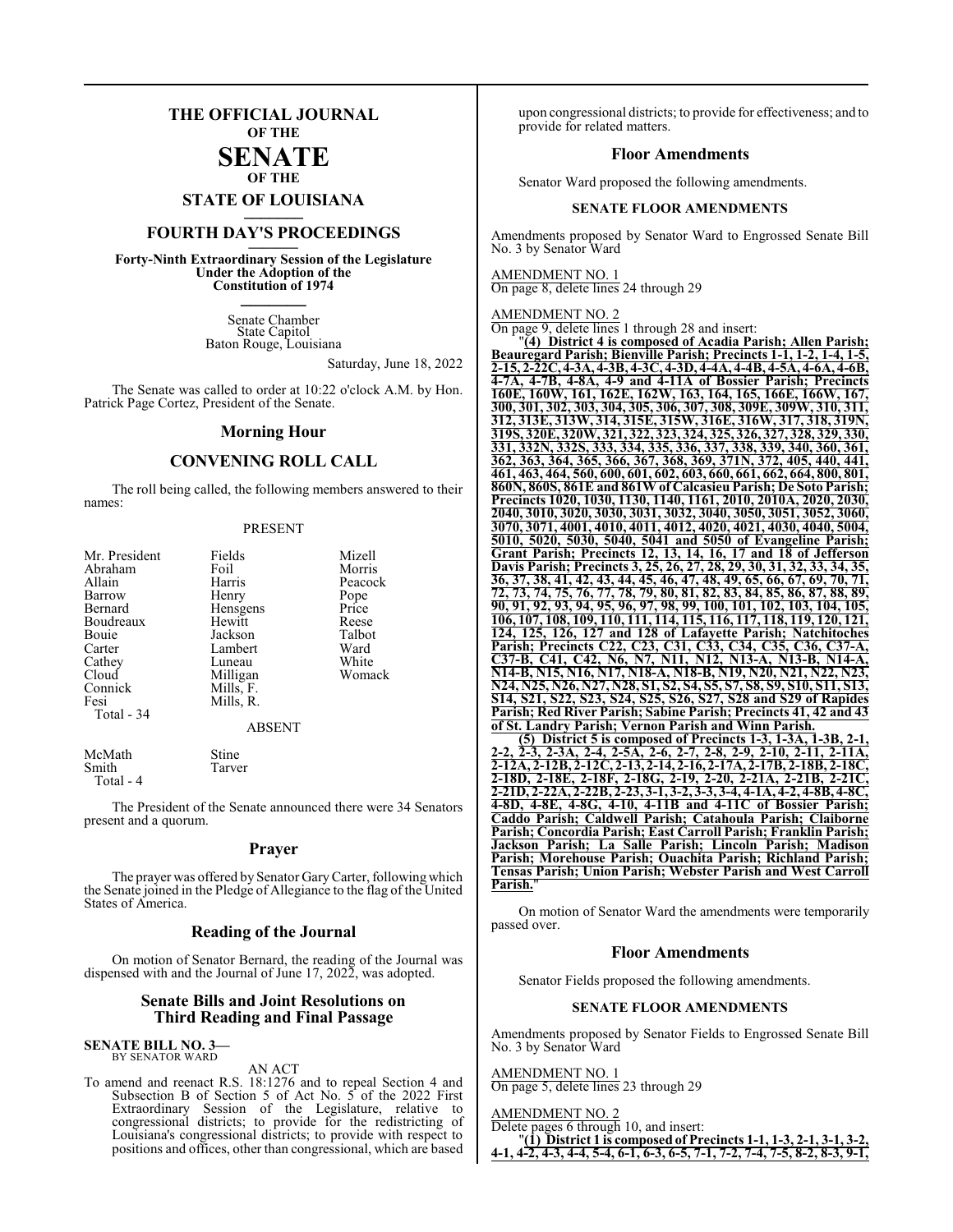# THE OFFICIAL JOURNAL OF THE SENATE OF THE STATE OF LOUISIANA

## FOURTH DAY'S PROCEEDINGS

**Forty-Ninth Extraordinary Session of the Legislature Under the Adoption of the Constitution of 1974**

Senate Chamber
State Capitol
Baton Rouge, Louisiana

Saturday, June 18, 2022

The Senate was called to order at 10:22 o'clock A.M. by Hon. Patrick Page Cortez, President of the Senate.

## Morning Hour

## CONVENING ROLL CALL

The roll being called, the following members answered to their names:

PRESENT

| | | |
|---|---|---|
| Mr. President | Fields | Mizell |
| Abraham | Foil | Morris |
| Allain | Harris | Peacock |
| Barrow | Henry | Pope |
| Bernard | Hensgens | Price |
| Boudreaux | Hewitt | Reese |
| Bouie | Jackson | Talbot |
| Carter | Lambert | Ward |
| Cathey | Luneau | White |
| Cloud | Milligan | Womack |
| Connick | Mills, F. | |
| Fesi | Mills, R. | |
| Total - 34 | | |

ABSENT

| | |
|---|---|
| McMath | Stine |
| Smith | Tarver |
| Total - 4 | |

The President of the Senate announced there were 34 Senators present and a quorum.

## Prayer

The prayer was offered by Senator Gary Carter, following which the Senate joined in the Pledge of Allegiance to the flag of the United States of America.

## Reading of the Journal

On motion of Senator Bernard, the reading of the Journal was dispensed with and the Journal of June 17, 2022, was adopted.

## Senate Bills and Joint Resolutions on Third Reading and Final Passage

**SENATE BILL NO. 3—**
BY SENATOR WARD

AN ACT

To amend and reenact R.S. 18:1276 and to repeal Section 4 and Subsection B of Section 5 of Act No. 5 of the 2022 First Extraordinary Session of the Legislature, relative to congressional districts; to provide for the redistricting of Louisiana's congressional districts; to provide with respect to positions and offices, other than congressional, which are based upon congressional districts; to provide for effectiveness; and to provide for related matters.

## Floor Amendments

Senator Ward proposed the following amendments.

### SENATE FLOOR AMENDMENTS

Amendments proposed by Senator Ward to Engrossed Senate Bill No. 3 by Senator Ward

AMENDMENT NO. 1
On page 8, delete lines 24 through 29

AMENDMENT NO. 2
On page 9, delete lines 1 through 28 and insert:

"**(4) District 4 is composed of Acadia Parish; Allen Parish; Beauregard Parish; Bienville Parish; Precincts 1-1, 1-2, 1-4, 1-5, 2-15, 2-22C, 4-3A, 4-3B, 4-3C, 4-3D, 4-4A, 4-4B, 4-5A, 4-6A, 4-6B, 4-7A, 4-7B, 4-8A, 4-9 and 4-11A of Bossier Parish; Precincts 160E, 160W, 161, 162E, 162W, 163, 164, 165, 166E, 166W, 167, 300, 301, 302, 303, 304, 305, 306, 307, 308, 309E, 309W, 310, 311, 312, 313E, 313W, 314, 315E, 315W, 316E, 316W, 317, 318, 319N, 319S, 320E, 320W, 321, 322, 323, 324, 325, 326, 327, 328, 329, 330, 331, 332N, 332S, 333, 334, 335, 336, 337, 338, 339, 340, 360, 361, 362, 363, 364, 365, 366, 367, 368, 369, 371N, 372, 405, 440, 441, 461, 463, 464, 560, 600, 601, 602, 603, 660, 661, 662, 664, 800, 801, 860N, 860S, 861E and 861W of Calcasieu Parish; De Soto Parish; Precincts 1020, 1030, 1130, 1140, 1161, 2010, 2010A, 2020, 2030, 2040, 3010, 3020, 3030, 3031, 3032, 3040, 3050, 3051, 3052, 3060, 3070, 3071, 4001, 4010, 4011, 4012, 4020, 4021, 4030, 4040, 5004, 5010, 5020, 5030, 5040, 5041 and 5050 of Evangeline Parish; Grant Parish; Precincts 12, 13, 14, 16, 17 and 18 of Jefferson Davis Parish; Precincts 3, 25, 26, 27, 28, 29, 30, 31, 32, 33, 34, 35, 36, 37, 38, 41, 42, 43, 44, 45, 46, 47, 48, 49, 65, 66, 67, 69, 70, 71, 72, 73, 74, 75, 76, 77, 78, 79, 80, 81, 82, 83, 84, 85, 86, 87, 88, 89, 90, 91, 92, 93, 94, 95, 96, 97, 98, 99, 100, 101, 102, 103, 104, 105, 106, 107, 108, 109, 110, 111, 114, 115, 116, 117, 118, 119, 120, 121, 124, 125, 126, 127 and 128 of Lafayette Parish; Natchitoches Parish; Precincts C22, C23, C31, C33, C34, C35, C36, C37-A, C37-B, C41, C42, N6, N7, N11, N12, N13-A, N13-B, N14-A, N14-B, N15, N16, N17, N18-A, N18-B, N19, N20, N21, N22, N23, N24, N25, N26, N27, N28, S1, S2, S4, S5, S7, S8, S9, S10, S11, S13, S14, S21, S22, S23, S24, S25, S26, S27, S28 and S29 of Rapides Parish; Red River Parish; Sabine Parish; Precincts 41, 42 and 43 of St. Landry Parish; Vernon Parish and Winn Parish.**

**(5) District 5 is composed of Precincts 1-3, 1-3A, 1-3B, 2-1, 2-2, 2-3, 2-3A, 2-4, 2-5A, 2-6, 2-7, 2-8, 2-9, 2-10, 2-11, 2-11A, 2-12A, 2-12B, 2-12C, 2-13, 2-14, 2-16, 2-17A, 2-17B, 2-18B, 2-18C, 2-18D, 2-18E, 2-18F, 2-18G, 2-19, 2-20, 2-21A, 2-21B, 2-21C, 2-21D, 2-22A, 2-22B, 2-23, 3-1, 3-2, 3-3, 3-4, 4-1A, 4-2, 4-8B, 4-8C, 4-8D, 4-8E, 4-8G, 4-10, 4-11B and 4-11C of Bossier Parish; Caddo Parish; Caldwell Parish; Catahoula Parish; Claiborne Parish; Concordia Parish; East Carroll Parish; Franklin Parish; Jackson Parish; La Salle Parish; Lincoln Parish; Madison Parish; Morehouse Parish; Ouachita Parish; Richland Parish; Tensas Parish; Union Parish; Webster Parish and West Carroll Parish.**"

On motion of Senator Ward the amendments were temporarily passed over.

## Floor Amendments

Senator Fields proposed the following amendments.

### SENATE FLOOR AMENDMENTS

Amendments proposed by Senator Fields to Engrossed Senate Bill No. 3 by Senator Ward

AMENDMENT NO. 1
On page 5, delete lines 23 through 29

AMENDMENT NO. 2
Delete pages 6 through 10, and insert:

"**(1) District 1 is composed of Precincts 1-1, 1-3, 2-1, 3-1, 3-2, 4-1, 4-2, 4-3, 4-4, 5-4, 6-1, 6-3, 6-5, 7-1, 7-2, 7-4, 7-5, 8-2, 8-3, 9-1,**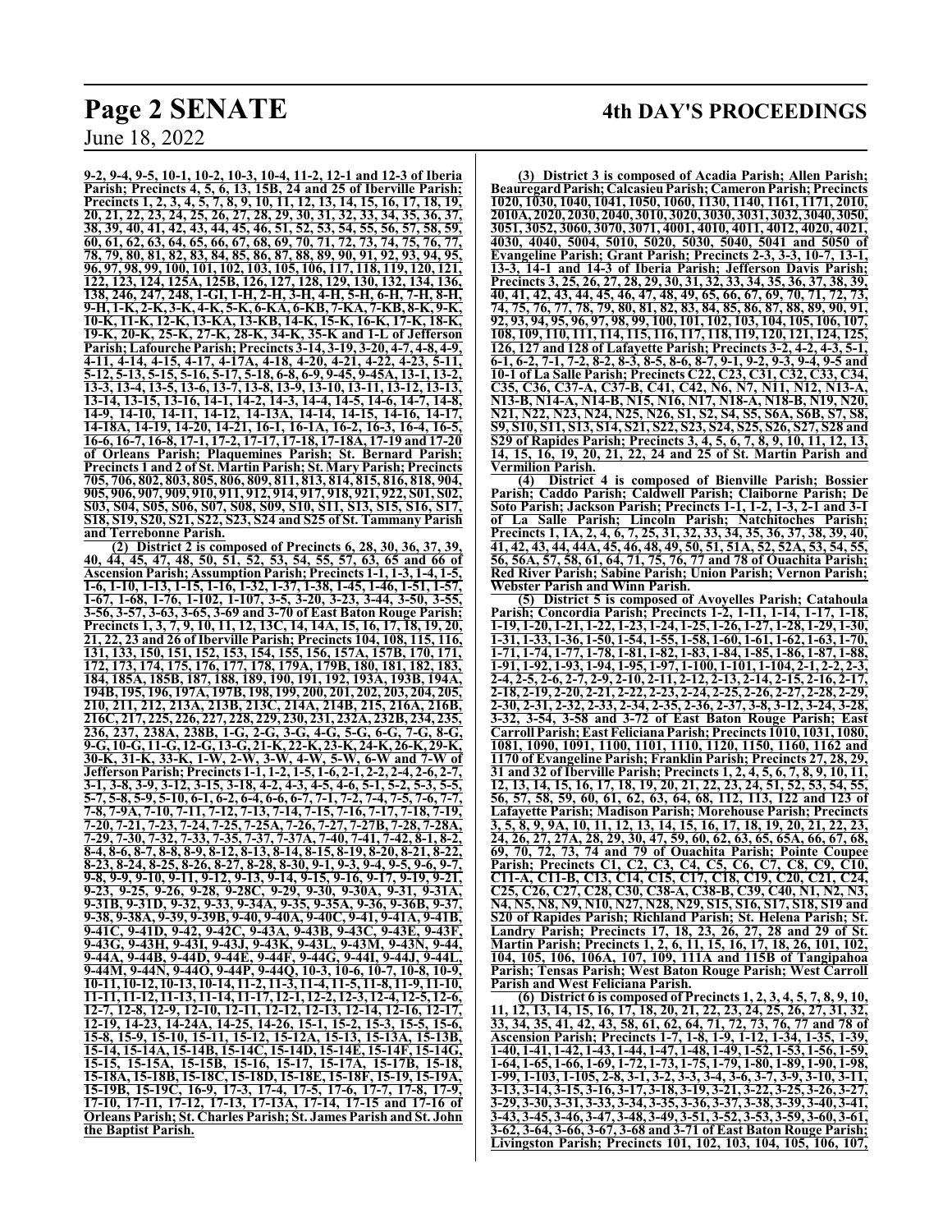**9-2, 9-4, 9-5, 10-1, 10-2, 10-3, 10-4, 11-2, 12-1 and 12-3 of Iberia Parish; Precincts 4, 5, 6, 13, 15B, 24 and 25 of Iberville Parish; Precincts 1, 2, 3, 4, 5, 7, 8, 9, 10, 11, 12, 13, 14, 15, 16, 17, 18, 19, 20, 21, 22, 23, 24, 25, 26, 27, 28, 29, 30, 31, 32, 33, 34, 35, 36, 37, 38, 39, 40, 41, 42, 43, 44, 45, 46, 51, 52, 53, 54, 55, 56, 57, 58, 59, 60, 61, 62, 63, 64, 65, 66, 67, 68, 69, 70, 71, 72, 73, 74, 75, 76, 77, 78, 79, 80, 81, 82, 83, 84, 85, 86, 87, 88, 89, 90, 91, 92, 93, 94, 95, 96, 97, 98, 99, 100, 101, 102, 103, 105, 106, 117, 118, 119, 120, 121, 122, 123, 124, 125A, 125B, 126, 127, 128, 129, 130, 132, 134, 136, 138, 246, 247, 248, 1-GI, 1-H, 2-H, 3-H, 4-H, 5-H, 6-H, 7-H, 8-H, 9-H, 1-K, 2-K, 3-K, 4-K, 5-K, 6-KA, 6-KB, 7-KA, 7-KB, 8-K, 9-K, 10-K, 11-K, 12-K, 13-KA, 13-KB, 14-K, 15-K, 16-K, 17-K, 18-K, 19-K, 20-K, 25-K, 27-K, 28-K, 34-K, 35-K and 1-L of Jefferson Parish; Lafourche Parish; Precincts 3-14, 3-19, 3-20, 4-7, 4-8, 4-9, 4-11, 4-14, 4-15, 4-17, 4-17A, 4-18, 4-20, 4-21, 4-22, 4-23, 5-11, 5-12, 5-13, 5-15, 5-16, 5-17, 5-18, 6-8, 6-9, 9-45, 9-45A, 13-1, 13-2, 13-3, 13-4, 13-5, 13-6, 13-7, 13-8, 13-9, 13-10, 13-11, 13-12, 13-13, 13-14, 13-15, 13-16, 14-1, 14-2, 14-3, 14-4, 14-5, 14-6, 14-7, 14-8, 14-9, 14-10, 14-11, 14-12, 14-13A, 14-14, 14-15, 14-16, 14-17, 14-18A, 14-19, 14-20, 14-21, 16-1, 16-1A, 16-2, 16-3, 16-4, 16-5, 16-6, 16-7, 16-8, 17-1, 17-2, 17-17, 17-18, 17-18A, 17-19 and 17-20 of Orleans Parish; Plaquemines Parish; St. Bernard Parish; Precincts 1 and 2 of St. Martin Parish; St. Mary Parish; Precincts 705, 706, 802, 803, 805, 806, 809, 811, 813, 814, 815, 816, 818, 904, 905, 906, 907, 909, 910, 911, 912, 914, 917, 918, 921, 922, S01, S02, S03, S04, S05, S06, S07, S08, S09, S10, S11, S13, S15, S16, S17, S18, S19, S20, S21, S22, S23, S24 and S25 of St. Tammany Parish and Terrebonne Parish.**

**(2) District 2 is composed of Precincts 6, 28, 30, 36, 37, 39, 40, 44, 45, 47, 48, 50, 51, 52, 53, 54, 55, 57, 63, 65 and 66 of Ascension Parish; Assumption Parish; Precincts 1-1, 1-3, 1-4, 1-5, 1-6, 1-10, 1-13, 1-15, 1-16, 1-32, 1-37, 1-38, 1-45, 1-46, 1-51, 1-57, 1-67, 1-68, 1-76, 1-102, 1-107, 3-5, 3-20, 3-23, 3-44, 3-50, 3-55, 3-56, 3-57, 3-63, 3-65, 3-69 and 3-70 of East Baton Rouge Parish; Precincts 1, 3, 7, 9, 10, 11, 12, 13C, 14, 14A, 15, 16, 17, 18, 19, 20, 21, 22, 23 and 26 of Iberville Parish; Precincts 104, 108, 115, 116, 131, 133, 150, 151, 152, 153, 154, 155, 156, 157A, 157B, 170, 171, 172, 173, 174, 175, 176, 177, 178, 179A, 179B, 180, 181, 182, 183, 184, 185A, 185B, 187, 188, 189, 190, 191, 192, 193A, 193B, 194A, 194B, 195, 196, 197A, 197B, 198, 199, 200, 201, 202, 203, 204, 205, 210, 211, 212, 213A, 213B, 213C, 214A, 214B, 215, 216A, 216B, 216C, 217, 225, 226, 227, 228, 229, 230, 231, 232A, 232B, 234, 235, 236, 237, 238A, 238B, 1-G, 2-G, 3-G, 4-G, 5-G, 6-G, 7-G, 8-G, 9-G, 10-G, 11-G, 12-G, 13-G, 21-K, 22-K, 23-K, 24-K, 26-K, 29-K, 30-K, 31-K, 33-K, 1-W, 2-W, 3-W, 4-W, 5-W, 6-W and 7-W of Jefferson Parish; Precincts 1-1, 1-2, 1-5, 1-6, 2-1, 2-2, 2-4, 2-6, 2-7, 3-1, 3-8, 3-9, 3-12, 3-15, 3-18, 4-2, 4-3, 4-5, 4-6, 5-1, 5-2, 5-3, 5-5, 5-7, 5-8, 5-9, 5-10, 6-1, 6-2, 6-4, 6-6, 6-7, 7-1, 7-2, 7-4, 7-5, 7-6, 7-7, 7-8, 7-9A, 7-10, 7-11, 7-12, 7-13, 7-14, 7-15, 7-16, 7-17, 7-18, 7-19, 7-20, 7-21, 7-23, 7-24, 7-25, 7-25A, 7-26, 7-27, 7-27B, 7-28, 7-28A, 7-29, 7-30, 7-32, 7-33, 7-35, 7-37, 7-37A, 7-40, 7-41, 7-42, 8-1, 8-2, 8-4, 8-6, 8-7, 8-8, 8-9, 8-12, 8-13, 8-14, 8-15, 8-19, 8-20, 8-21, 8-22, 8-23, 8-24, 8-25, 8-26, 8-27, 8-28, 8-30, 9-1, 9-3, 9-4, 9-5, 9-6, 9-7, 9-8, 9-9, 9-10, 9-11, 9-12, 9-13, 9-14, 9-15, 9-16, 9-17, 9-19, 9-21, 9-23, 9-25, 9-26, 9-28, 9-28C, 9-29, 9-30, 9-30A, 9-31, 9-31A, 9-31B, 9-31D, 9-32, 9-33, 9-34A, 9-35, 9-35A, 9-36, 9-36B, 9-37, 9-38, 9-38A, 9-39, 9-39B, 9-40, 9-40A, 9-40C, 9-41, 9-41A, 9-41B, 9-41C, 9-41D, 9-42, 9-42C, 9-43A, 9-43B, 9-43C, 9-43E, 9-43F, 9-43G, 9-43H, 9-43I, 9-43J, 9-43K, 9-43L, 9-43M, 9-43N, 9-44, 9-44A, 9-44B, 9-44D, 9-44E, 9-44F, 9-44G, 9-44I, 9-44J, 9-44L, 9-44M, 9-44N, 9-44O, 9-44P, 9-44Q, 10-3, 10-6, 10-7, 10-8, 10-9, 10-11, 10-12, 10-13, 10-14, 11-2, 11-3, 11-4, 11-5, 11-8, 11-9, 11-10, 11-11, 11-12, 11-13, 11-14, 11-17, 12-1, 12-2, 12-3, 12-4, 12-5, 12-6, 12-7, 12-8, 12-9, 12-10, 12-11, 12-12, 12-13, 12-14, 12-16, 12-17, 12-19, 14-23, 14-24A, 14-25, 14-26, 15-1, 15-2, 15-3, 15-5, 15-6, 15-8, 15-9, 15-10, 15-11, 15-12, 15-12A, 15-13, 15-13A, 15-13B, 15-14, 15-14A, 15-14B, 15-14C, 15-14D, 15-14E, 15-14F, 15-14G, 15-15, 15-15A, 15-15B, 15-16, 15-17, 15-17A, 15-17B, 15-18, 15-18A, 15-18B, 15-18C, 15-18D, 15-18E, 15-18F, 15-19, 15-19A, 15-19B, 15-19C, 16-9, 17-3, 17-4, 17-5, 17-6, 17-7, 17-8, 17-9, 17-10, 17-11, 17-12, 17-13, 17-13A, 17-14, 17-15 and 17-16 of Orleans Parish; St. Charles Parish; St. James Parish and St. John the Baptist Parish.**

**(3) District 3 is composed of Acadia Parish; Allen Parish; Beauregard Parish; Calcasieu Parish; Cameron Parish; Precincts 1020, 1030, 1040, 1041, 1050, 1060, 1130, 1140, 1161, 1171, 2010, 2010A, 2020, 2030, 2040, 3010, 3020, 3030, 3031, 3032, 3040, 3050, 3051, 3052, 3060, 3070, 3071, 4001, 4010, 4011, 4012, 4020, 4021, 4030, 4040, 5004, 5010, 5020, 5030, 5040, 5041 and 5050 of Evangeline Parish; Grant Parish; Precincts 2-3, 3-3, 10-7, 13-1, 13-3, 14-1 and 14-3 of Iberia Parish; Jefferson Davis Parish; Precincts 3, 25, 26, 27, 28, 29, 30, 31, 32, 33, 34, 35, 36, 37, 38, 39, 40, 41, 42, 43, 44, 45, 46, 47, 48, 49, 65, 66, 67, 69, 70, 71, 72, 73, 74, 75, 76, 77, 78, 79, 80, 81, 82, 83, 84, 85, 86, 87, 88, 89, 90, 91, 92, 93, 94, 95, 96, 97, 98, 99, 100, 101, 102, 103, 104, 105, 106, 107, 108, 109, 110, 111, 114, 115, 116, 117, 118, 119, 120, 121, 124, 125, 126, 127 and 128 of Lafayette Parish; Precincts 3-2, 4-2, 4-3, 5-1, 6-1, 6-2, 7-1, 7-2, 8-2, 8-3, 8-5, 8-6, 8-7, 9-1, 9-2, 9-3, 9-4, 9-5 and 10-1 of La Salle Parish; Precincts C22, C23, C31, C32, C33, C34, C35, C36, C37-A, C37-B, C41, C42, N6, N7, N11, N12, N13-A, N13-B, N14-A, N14-B, N15, N16, N17, N18-A, N18-B, N19, N20, N21, N22, N23, N24, N25, N26, S1, S2, S4, S5, S6A, S6B, S7, S8, S9, S10, S11, S13, S14, S21, S22, S23, S24, S25, S26, S27, S28 and S29 of Rapides Parish; Precincts 3, 4, 5, 6, 7, 8, 9, 10, 11, 12, 13, 14, 15, 16, 19, 20, 21, 22, 24 and 25 of St. Martin Parish and Vermilion Parish.**

**(4) District 4 is composed of Bienville Parish; Bossier Parish; Caddo Parish; Caldwell Parish; Claiborne Parish; De Soto Parish; Jackson Parish; Precincts 1-1, 1-2, 1-3, 2-1 and 3-1 of La Salle Parish; Lincoln Parish; Natchitoches Parish; Precincts 1, 1A, 2, 4, 6, 7, 25, 31, 32, 33, 34, 35, 36, 37, 38, 39, 40, 41, 42, 43, 44, 44A, 45, 46, 48, 49, 50, 51, 51A, 52, 52A, 53, 54, 55, 56, 56A, 57, 58, 61, 64, 71, 75, 76, 77 and 78 of Ouachita Parish; Red River Parish; Sabine Parish; Union Parish; Vernon Parish; Webster Parish and Winn Parish.**

**(5) District 5 is composed of Avoyelles Parish; Catahoula Parish; Concordia Parish; Precincts 1-2, 1-11, 1-14, 1-17, 1-18, 1-19, 1-20, 1-21, 1-22, 1-23, 1-24, 1-25, 1-26, 1-27, 1-28, 1-29, 1-30, 1-31, 1-33, 1-36, 1-50, 1-54, 1-55, 1-58, 1-60, 1-61, 1-62, 1-63, 1-70, 1-71, 1-74, 1-77, 1-78, 1-81, 1-82, 1-83, 1-84, 1-85, 1-86, 1-87, 1-88, 1-91, 1-92, 1-93, 1-94, 1-95, 1-97, 1-100, 1-101, 1-104, 2-1, 2-2, 2-3, 2-4, 2-5, 2-6, 2-7, 2-9, 2-10, 2-11, 2-12, 2-13, 2-14, 2-15, 2-16, 2-17, 2-18, 2-19, 2-20, 2-21, 2-22, 2-23, 2-24, 2-25, 2-26, 2-27, 2-28, 2-29, 2-30, 2-31, 2-32, 2-33, 2-34, 2-35, 2-36, 2-37, 3-8, 3-12, 3-24, 3-28, 3-32, 3-54, 3-58 and 3-72 of East Baton Rouge Parish; East Carroll Parish; East Feliciana Parish; Precincts 1010, 1031, 1080, 1081, 1090, 1091, 1100, 1101, 1110, 1120, 1150, 1160, 1162 and 1170 of Evangeline Parish; Franklin Parish; Precincts 27, 28, 29, 31 and 32 of Iberville Parish; Precincts 1, 2, 4, 5, 6, 7, 8, 9, 10, 11, 12, 13, 14, 15, 16, 17, 18, 19, 20, 21, 22, 23, 24, 51, 52, 53, 54, 55, 56, 57, 58, 59, 60, 61, 62, 63, 64, 68, 112, 113, 122 and 123 of Lafayette Parish; Madison Parish; Morehouse Parish; Precincts 3, 5, 8, 9, 9A, 10, 11, 12, 13, 14, 15, 16, 17, 18, 19, 20, 21, 22, 23, 24, 26, 27, 27A, 28, 29, 30, 47, 59, 60, 62, 63, 65, 65A, 66, 67, 68, 69, 70, 72, 73, 74 and 79 of Ouachita Parish; Pointe Coupee Parish; Precincts C1, C2, C3, C4, C5, C6, C7, C8, C9, C10, C11-A, C11-B, C13, C14, C15, C17, C18, C19, C20, C21, C24, C25, C26, C27, C28, C30, C38-A, C38-B, C39, C40, N1, N2, N3, N4, N5, N8, N9, N10, N27, N28, N29, S15, S16, S17, S18, S19 and S20 of Rapides Parish; Richland Parish; St. Helena Parish; St. Landry Parish; Precincts 17, 18, 23, 26, 27, 28 and 29 of St. Martin Parish; Precincts 1, 2, 6, 11, 15, 16, 17, 18, 26, 101, 102, 104, 105, 106, 106A, 107, 109, 111A and 115B of Tangipahoa Parish; Tensas Parish; West Baton Rouge Parish; West Carroll Parish and West Feliciana Parish.**

**(6) District 6 is composed of Precincts 1, 2, 3, 4, 5, 7, 8, 9, 10, 11, 12, 13, 14, 15, 16, 17, 18, 20, 21, 22, 23, 24, 25, 26, 27, 31, 32, 33, 34, 35, 41, 42, 43, 58, 61, 62, 64, 71, 72, 73, 76, 77 and 78 of Ascension Parish; Precincts 1-7, 1-8, 1-9, 1-12, 1-34, 1-35, 1-39, 1-40, 1-41, 1-42, 1-43, 1-44, 1-47, 1-48, 1-49, 1-52, 1-53, 1-56, 1-59, 1-64, 1-65, 1-66, 1-69, 1-72, 1-73, 1-75, 1-79, 1-80, 1-89, 1-90, 1-98, 1-99, 1-103, 1-105, 2-8, 3-1, 3-2, 3-3, 3-4, 3-6, 3-7, 3-9, 3-10, 3-11, 3-13, 3-14, 3-15, 3-16, 3-17, 3-18, 3-19, 3-21, 3-22, 3-25, 3-26, 3-27, 3-29, 3-30, 3-31, 3-33, 3-34, 3-35, 3-36, 3-37, 3-38, 3-39, 3-40, 3-41, 3-43, 3-45, 3-46, 3-47, 3-48, 3-49, 3-51, 3-52, 3-53, 3-59, 3-60, 3-61, 3-62, 3-64, 3-66, 3-67, 3-68 and 3-71 of East Baton Rouge Parish; Livingston Parish; Precincts 101, 102, 103, 104, 105, 106, 107,**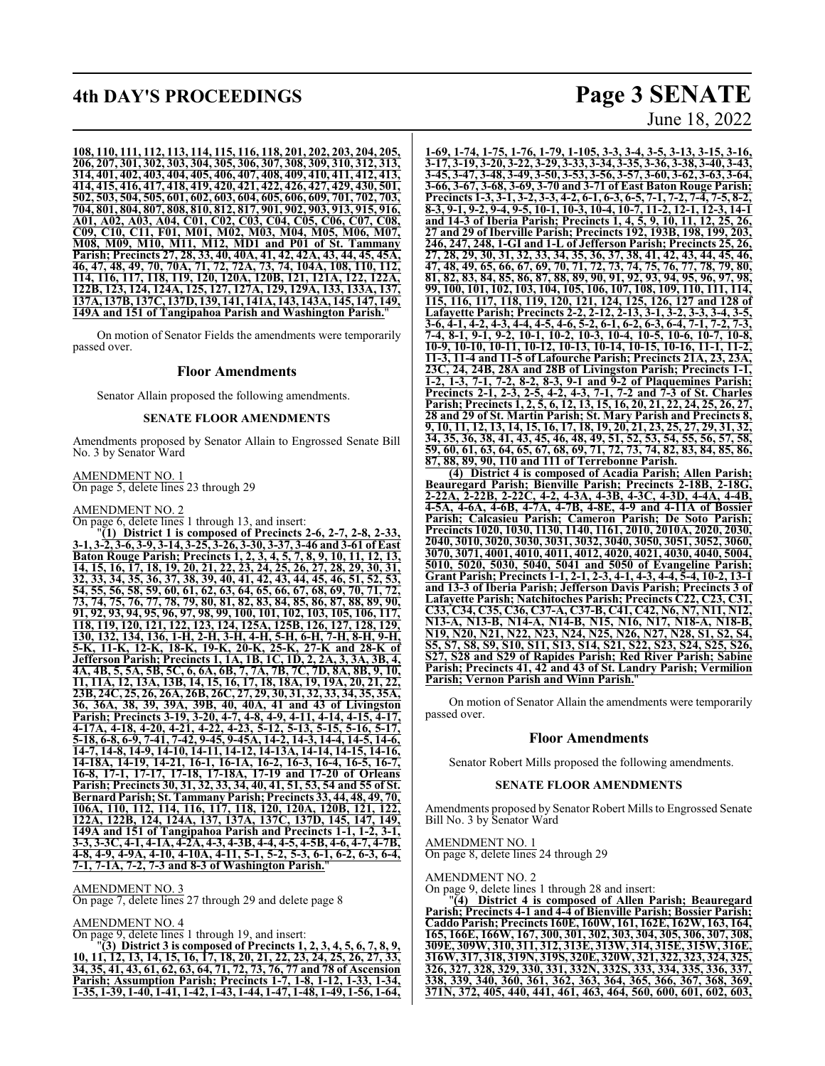**108, 110, 111, 112, 113, 114, 115, 116, 118, 201, 202, 203, 204, 205, 206, 207, 301, 302, 303, 304, 305, 306, 307, 308, 309, 310, 312, 313, 314, 401, 402, 403, 404, 405, 406, 407, 408, 409, 410, 411, 412, 413, 414, 415, 416, 417, 418, 419, 420, 421, 422, 426, 427, 429, 430, 501, 502, 503, 504, 505, 601, 602, 603, 604, 605, 606, 609, 701, 702, 703, 704, 801, 804, 807, 808, 810, 812, 817, 901, 902, 903, 913, 915, 916, A01, A02, A03, A04, C01, C02, C03, C04, C05, C06, C07, C08, C09, C10, C11, F01, M01, M02, M03, M04, M05, M06, M07, M08, M09, M10, M11, M12, MD1 and P01 of St. Tammany Parish; Precincts 27, 28, 33, 40, 40A, 41, 42, 42A, 43, 44, 45, 45A, 46, 47, 48, 49, 70, 70A, 71, 72, 72A, 73, 74, 104A, 108, 110, 112, 114, 116, 117, 118, 119, 120, 120A, 120B, 121, 121A, 122, 122A, 122B, 123, 124, 124A, 125, 127, 127A, 129, 129A, 133, 133A, 137, 137A, 137B, 137C, 137D, 139, 141, 141A, 143, 143A, 145, 147, 149, 149A and 151 of Tangipahoa Parish and Washington Parish.**"

On motion of Senator Fields the amendments were temporarily passed over.

## Floor Amendments

Senator Allain proposed the following amendments.

### SENATE FLOOR AMENDMENTS

Amendments proposed by Senator Allain to Engrossed Senate Bill No. 3 by Senator Ward

AMENDMENT NO. 1
On page 5, delete lines 23 through 29

AMENDMENT NO. 2
On page 6, delete lines 1 through 13, and insert:

"**(1) District 1 is composed of Precincts 2-6, 2-7, 2-8, 2-33, 3-1, 3-2, 3-6, 3-9, 3-14, 3-25, 3-26, 3-30, 3-37, 3-46 and 3-61 of East Baton Rouge Parish; Precincts 1, 2, 3, 4, 5, 7, 8, 9, 10, 11, 12, 13, 14, 15, 16, 17, 18, 19, 20, 21, 22, 23, 24, 25, 26, 27, 28, 29, 30, 31, 32, 33, 34, 35, 36, 37, 38, 39, 40, 41, 42, 43, 44, 45, 46, 51, 52, 53, 54, 55, 56, 58, 59, 60, 61, 62, 63, 64, 65, 66, 67, 68, 69, 70, 71, 72, 73, 74, 75, 76, 77, 78, 79, 80, 81, 82, 83, 84, 85, 86, 87, 88, 89, 90, 91, 92, 93, 94, 95, 96, 97, 98, 99, 100, 101, 102, 103, 105, 106, 117, 118, 119, 120, 121, 122, 123, 124, 125A, 125B, 126, 127, 128, 129, 130, 132, 134, 136, 1-H, 2-H, 3-H, 4-H, 5-H, 6-H, 7-H, 8-H, 9-H, 5-K, 11-K, 12-K, 18-K, 19-K, 20-K, 25-K, 27-K and 28-K of Jefferson Parish; Precincts 1, 1A, 1B, 1C, 1D, 2, 2A, 3, 3A, 3B, 4, 4A, 4B, 5, 5A, 5B, 5C, 6, 6A, 6B, 7, 7A, 7B, 7C, 7D, 8A, 8B, 9, 10, 11, 11A, 12, 13A, 13B, 14, 15, 16, 17, 18, 18A, 19, 19A, 20, 21, 22, 23B, 24C, 25, 26, 26A, 26B, 26C, 27, 29, 30, 31, 32, 33, 34, 35, 35A, 36, 36A, 38, 39, 39A, 39B, 40, 40A, 41 and 43 of Livingston Parish; Precincts 3-19, 3-20, 4-7, 4-8, 4-9, 4-11, 4-14, 4-15, 4-17, 4-17A, 4-18, 4-20, 4-21, 4-22, 4-23, 5-12, 5-13, 5-15, 5-16, 5-17, 5-18, 6-8, 6-9, 7-41, 7-42, 9-45, 9-45A, 14-2, 14-3, 14-4, 14-5, 14-6, 14-7, 14-8, 14-9, 14-10, 14-11, 14-12, 14-13A, 14-14, 14-15, 14-16, 14-18A, 14-19, 14-21, 16-1, 16-1A, 16-2, 16-3, 16-4, 16-5, 16-7, 16-8, 17-1, 17-17, 17-18, 17-18A, 17-19 and 17-20 of Orleans Parish; Precincts 30, 31, 32, 33, 34, 40, 41, 51, 53, 54 and 55 of St. Bernard Parish; St. Tammany Parish; Precincts 33, 44, 48, 49, 70, 106A, 110, 112, 114, 116, 117, 118, 120, 120A, 120B, 121, 122, 122A, 122B, 124, 124A, 137, 137A, 137C, 137D, 145, 147, 149, 149A and 151 of Tangipahoa Parish and Precincts 1-1, 1-2, 3-1, 3-3, 3-3C, 4-1, 4-1A, 4-2A, 4-3, 4-3B, 4-4, 4-5, 4-5B, 4-6, 4-7, 4-7B, 4-8, 4-9, 4-9A, 4-10, 4-10A, 4-11, 5-1, 5-2, 5-3, 6-1, 6-2, 6-3, 6-4, 7-1, 7-1A, 7-2, 7-3 and 8-3 of Washington Parish.**"

AMENDMENT NO. 3
On page 7, delete lines 27 through 29 and delete page 8

AMENDMENT NO. 4
On page 9, delete lines 1 through 19, and insert:

"**(3) District 3 is composed of Precincts 1, 2, 3, 4, 5, 6, 7, 8, 9, 10, 11, 12, 13, 14, 15, 16, 17, 18, 20, 21, 22, 23, 24, 25, 26, 27, 33, 34, 35, 41, 43, 61, 62, 63, 64, 71, 72, 73, 76, 77 and 78 of Ascension Parish; Assumption Parish; Precincts 1-7, 1-8, 1-12, 1-33, 1-34, 1-35, 1-39, 1-40, 1-41, 1-42, 1-43, 1-44, 1-47, 1-48, 1-49, 1-56, 1-64, 1-69, 1-74, 1-75, 1-76, 1-79, 1-105, 3-3, 3-4, 3-5, 3-13, 3-15, 3-16, 3-17, 3-19, 3-20, 3-22, 3-29, 3-33, 3-34, 3-35, 3-36, 3-38, 3-40, 3-43, 3-45, 3-47, 3-48, 3-49, 3-50, 3-53, 3-56, 3-57, 3-60, 3-62, 3-63, 3-64, 3-66, 3-67, 3-68, 3-69, 3-70 and 3-71 of East Baton Rouge Parish; Precincts 1-3, 3-1, 3-2, 3-3, 4-2, 6-1, 6-3, 6-5, 7-1, 7-2, 7-4, 7-5, 8-2, 8-3, 9-1, 9-2, 9-4, 9-5, 10-1, 10-3, 10-4, 10-7, 11-2, 12-1, 12-3, 14-1 and 14-3 of Iberia Parish; Precincts 1, 4, 5, 9, 10, 11, 12, 25, 26, 27 and 29 of Iberville Parish; Precincts 192, 193B, 198, 199, 203, 246, 247, 248, 1-GI and 1-L of Jefferson Parish; Precincts 25, 26, 27, 28, 29, 30, 31, 32, 33, 34, 35, 36, 37, 38, 41, 42, 43, 44, 45, 46, 47, 48, 49, 65, 66, 67, 69, 70, 71, 72, 73, 74, 75, 76, 77, 78, 79, 80, 81, 82, 83, 84, 85, 86, 87, 88, 89, 90, 91, 92, 93, 94, 95, 96, 97, 98, 99, 100, 101, 102, 103, 104, 105, 106, 107, 108, 109, 110, 111, 114, 115, 116, 117, 118, 119, 120, 121, 124, 125, 126, 127 and 128 of Lafayette Parish; Precincts 2-2, 2-12, 2-13, 3-1, 3-2, 3-3, 3-4, 3-5, 3-6, 4-1, 4-2, 4-3, 4-4, 4-5, 4-6, 5-2, 6-1, 6-2, 6-3, 6-4, 7-1, 7-2, 7-3, 7-4, 8-1, 9-1, 9-2, 10-1, 10-2, 10-3, 10-4, 10-5, 10-6, 10-7, 10-8, 10-9, 10-10, 10-11, 10-12, 10-13, 10-14, 10-15, 10-16, 11-1, 11-2, 11-3, 11-4 and 11-5 of Lafourche Parish; Precincts 21A, 23, 23A, 23C, 24, 24B, 28A and 28B of Livingston Parish; Precincts 1-1, 1-2, 1-3, 7-1, 7-2, 8-2, 8-3, 9-1 and 9-2 of Plaquemines Parish; Precincts 2-1, 2-3, 2-5, 4-2, 4-3, 7-1, 7-2 and 7-3 of St. Charles Parish; Precincts 1, 2, 5, 6, 12, 13, 15, 16, 20, 21, 22, 24, 25, 26, 27, 28 and 29 of St. Martin Parish; St. Mary Parish and Precincts 8, 9, 10, 11, 12, 13, 14, 15, 16, 17, 18, 19, 20, 21, 23, 25, 27, 29, 31, 32, 34, 35, 36, 38, 41, 43, 45, 46, 48, 49, 51, 52, 53, 54, 55, 56, 57, 58, 59, 60, 61, 63, 64, 65, 67, 68, 69, 71, 72, 73, 74, 82, 83, 84, 85, 86, 87, 88, 89, 90, 110 and 111 of Terrebonne Parish.**

**(4) District 4 is composed of Acadia Parish; Allen Parish; Beauregard Parish; Bienville Parish; Precincts 2-18B, 2-18G, 2-22A, 2-22B, 2-22C, 4-2, 4-3A, 4-3B, 4-3C, 4-3D, 4-4A, 4-4B, 4-5A, 4-6A, 4-6B, 4-7A, 4-7B, 4-8E, 4-9 and 4-11A of Bossier Parish; Calcasieu Parish; Cameron Parish; De Soto Parish; Precincts 1020, 1030, 1130, 1140, 1161, 2010, 2010A, 2020, 2030, 2040, 3010, 3020, 3030, 3031, 3032, 3040, 3050, 3051, 3052, 3060, 3070, 3071, 4001, 4010, 4011, 4012, 4020, 4021, 4030, 4040, 5004, 5010, 5020, 5030, 5040, 5041 and 5050 of Evangeline Parish; Grant Parish; Precincts 1-1, 2-1, 2-3, 4-1, 4-3, 4-4, 5-4, 10-2, 13-1 and 13-3 of Iberia Parish; Jefferson Davis Parish; Precincts 3 of Lafayette Parish; Natchitoches Parish; Precincts C22, C23, C31, C33, C34, C35, C36, C37-A, C37-B, C41, C42, N6, N7, N11, N12, N13-A, N13-B, N14-A, N14-B, N15, N16, N17, N18-A, N18-B, N19, N20, N21, N22, N23, N24, N25, N26, N27, N28, S1, S2, S4, S5, S7, S8, S9, S10, S11, S13, S14, S21, S22, S23, S24, S25, S26, S27, S28 and S29 of Rapides Parish; Red River Parish; Sabine Parish; Precincts 41, 42 and 43 of St. Landry Parish; Vermilion Parish; Vernon Parish and Winn Parish.**"

On motion of Senator Allain the amendments were temporarily passed over.

## Floor Amendments

Senator Robert Mills proposed the following amendments.

### SENATE FLOOR AMENDMENTS

Amendments proposed by Senator Robert Mills to Engrossed Senate Bill No. 3 by Senator Ward

AMENDMENT NO. 1
On page 8, delete lines 24 through 29

AMENDMENT NO. 2
On page 9, delete lines 1 through 28 and insert:

"**(4) District 4 is composed of Allen Parish; Beauregard Parish; Precincts 4-1 and 4-4 of Bienville Parish; Bossier Parish; Caddo Parish; Precincts 160E, 160W, 161, 162E, 162W, 163, 164, 165, 166E, 166W, 167, 300, 301, 302, 303, 304, 305, 306, 307, 308, 309E, 309W, 310, 311, 312, 313E, 313W, 314, 315E, 315W, 316E, 316W, 317, 318, 319N, 319S, 320E, 320W, 321, 322, 323, 324, 325, 326, 327, 328, 329, 330, 331, 332N, 332S, 333, 334, 335, 336, 337, 338, 339, 340, 360, 361, 362, 363, 364, 365, 366, 367, 368, 369, 371N, 372, 405, 440, 441, 461, 463, 464, 560, 600, 601, 602, 603,**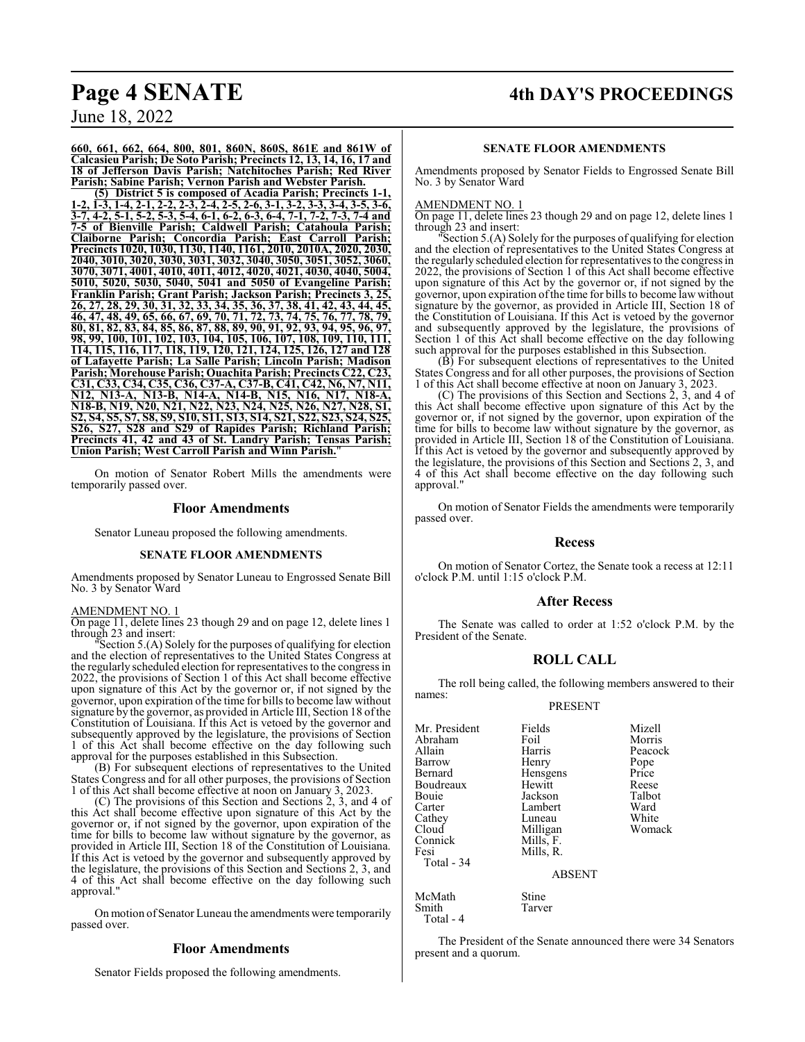**660, 661, 662, 664, 800, 801, 860N, 860S, 861E and 861W of Calcasieu Parish; De Soto Parish; Precincts 12, 13, 14, 16, 17 and 18 of Jefferson Davis Parish; Natchitoches Parish; Red River Parish; Sabine Parish; Vernon Parish and Webster Parish.**

**(5) District 5 is composed of Acadia Parish; Precincts 1-1, 1-2, 1-3, 1-4, 2-1, 2-2, 2-3, 2-4, 2-5, 2-6, 3-1, 3-2, 3-3, 3-4, 3-5, 3-6, 3-7, 4-2, 5-1, 5-2, 5-3, 5-4, 6-1, 6-2, 6-3, 6-4, 7-1, 7-2, 7-3, 7-4 and 7-5 of Bienville Parish; Caldwell Parish; Catahoula Parish; Claiborne Parish; Concordia Parish; East Carroll Parish; Precincts 1020, 1030, 1130, 1140, 1161, 2010, 2010A, 2020, 2030, 2040, 3010, 3020, 3030, 3031, 3032, 3040, 3050, 3051, 3052, 3060, 3070, 3071, 4001, 4010, 4011, 4012, 4020, 4021, 4030, 4040, 5004, 5010, 5020, 5030, 5040, 5041 and 5050 of Evangeline Parish; Franklin Parish; Grant Parish; Jackson Parish; Precincts 3, 25, 26, 27, 28, 29, 30, 31, 32, 33, 34, 35, 36, 37, 38, 41, 42, 43, 44, 45, 46, 47, 48, 49, 65, 66, 67, 69, 70, 71, 72, 73, 74, 75, 76, 77, 78, 79, 80, 81, 82, 83, 84, 85, 86, 87, 88, 89, 90, 91, 92, 93, 94, 95, 96, 97, 98, 99, 100, 101, 102, 103, 104, 105, 106, 107, 108, 109, 110, 111, 114, 115, 116, 117, 118, 119, 120, 121, 124, 125, 126, 127 and 128 of Lafayette Parish; La Salle Parish; Lincoln Parish; Madison Parish; Morehouse Parish; Ouachita Parish; Precincts C22, C23, C31, C33, C34, C35, C36, C37-A, C37-B, C41, C42, N6, N7, N11, N12, N13-A, N13-B, N14-A, N14-B, N15, N16, N17, N18-A, N18-B, N19, N20, N21, N22, N23, N24, N25, N26, N27, N28, S1, S2, S4, S5, S7, S8, S9, S10, S11, S13, S14, S21, S22, S23, S24, S25, S26, S27, S28 and S29 of Rapides Parish; Richland Parish; Precincts 41, 42 and 43 of St. Landry Parish; Tensas Parish; Union Parish; West Carroll Parish and Winn Parish.**"

On motion of Senator Robert Mills the amendments were temporarily passed over.

## Floor Amendments

Senator Luneau proposed the following amendments.

### SENATE FLOOR AMENDMENTS

Amendments proposed by Senator Luneau to Engrossed Senate Bill No. 3 by Senator Ward

AMENDMENT NO. 1

On page 11, delete lines 23 though 29 and on page 12, delete lines 1 through 23 and insert:

"Section 5.(A) Solely for the purposes of qualifying for election and the election of representatives to the United States Congress at the regularly scheduled election for representatives to the congress in 2022, the provisions of Section 1 of this Act shall become effective upon signature of this Act by the governor or, if not signed by the governor, upon expiration of the time for bills to become law without signature by the governor, as provided in Article III, Section 18 of the Constitution of Louisiana. If this Act is vetoed by the governor and subsequently approved by the legislature, the provisions of Section 1 of this Act shall become effective on the day following such approval for the purposes established in this Subsection.

(B) For subsequent elections of representatives to the United States Congress and for all other purposes, the provisions of Section 1 of this Act shall become effective at noon on January 3, 2023.

(C) The provisions of this Section and Sections 2, 3, and 4 of this Act shall become effective upon signature of this Act by the governor or, if not signed by the governor, upon expiration of the time for bills to become law without signature by the governor, as provided in Article III, Section 18 of the Constitution of Louisiana. If this Act is vetoed by the governor and subsequently approved by the legislature, the provisions of this Section and Sections 2, 3, and 4 of this Act shall become effective on the day following such approval."

On motion of Senator Luneau the amendments were temporarily passed over.

## Floor Amendments

Senator Fields proposed the following amendments.

### SENATE FLOOR AMENDMENTS

Amendments proposed by Senator Fields to Engrossed Senate Bill No. 3 by Senator Ward

AMENDMENT NO. 1

On page 11, delete lines 23 though 29 and on page 12, delete lines 1 through 23 and insert:

"Section 5.(A) Solely for the purposes of qualifying for election and the election of representatives to the United States Congress at the regularly scheduled election for representatives to the congress in 2022, the provisions of Section 1 of this Act shall become effective upon signature of this Act by the governor or, if not signed by the governor, upon expiration of the time for bills to become law without signature by the governor, as provided in Article III, Section 18 of the Constitution of Louisiana. If this Act is vetoed by the governor and subsequently approved by the legislature, the provisions of Section 1 of this Act shall become effective on the day following such approval for the purposes established in this Subsection.

(B) For subsequent elections of representatives to the United States Congress and for all other purposes, the provisions of Section 1 of this Act shall become effective at noon on January 3, 2023.

(C) The provisions of this Section and Sections 2, 3, and 4 of this Act shall become effective upon signature of this Act by the governor or, if not signed by the governor, upon expiration of the time for bills to become law without signature by the governor, as provided in Article III, Section 18 of the Constitution of Louisiana. If this Act is vetoed by the governor and subsequently approved by the legislature, the provisions of this Section and Sections 2, 3, and 4 of this Act shall become effective on the day following such approval."

On motion of Senator Fields the amendments were temporarily passed over.

## Recess

On motion of Senator Cortez, the Senate took a recess at 12:11 o'clock P.M. until 1:15 o'clock P.M.

## After Recess

The Senate was called to order at 1:52 o'clock P.M. by the President of the Senate.

## ROLL CALL

The roll being called, the following members answered to their names:

PRESENT

| | | |
|---|---|---|
| Mr. President | Fields | Mizell |
| Abraham | Foil | Morris |
| Allain | Harris | Peacock |
| Barrow | Henry | Pope |
| Bernard | Hensgens | Price |
| Boudreaux | Hewitt | Reese |
| Bouie | Jackson | Talbot |
| Carter | Lambert | Ward |
| Cathey | Luneau | White |
| Cloud | Milligan | Womack |
| Connick | Mills, F. | |
| Fesi | Mills, R. | |

Total - 34

ABSENT

| | |
|---|---|
| McMath | Stine |
| Smith | Tarver |

Total - 4

The President of the Senate announced there were 34 Senators present and a quorum.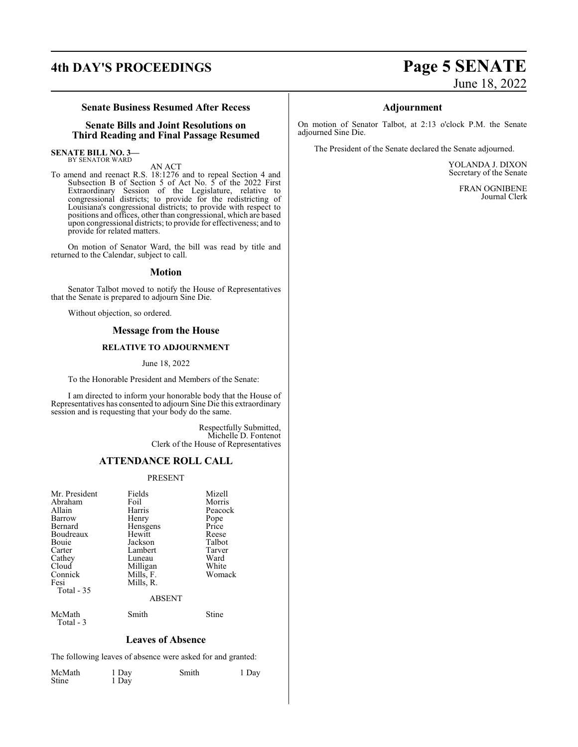## Senate Business Resumed After Recess

## Senate Bills and Joint Resolutions on Third Reading and Final Passage Resumed

**SENATE BILL NO. 3—**
BY SENATOR WARD

AN ACT

To amend and reenact R.S. 18:1276 and to repeal Section 4 and Subsection B of Section 5 of Act No. 5 of the 2022 First Extraordinary Session of the Legislature, relative to congressional districts; to provide for the redistricting of Louisiana's congressional districts; to provide with respect to positions and offices, other than congressional, which are based upon congressional districts; to provide for effectiveness; and to provide for related matters.

On motion of Senator Ward, the bill was read by title and returned to the Calendar, subject to call.

## Motion

Senator Talbot moved to notify the House of Representatives that the Senate is prepared to adjourn Sine Die.

Without objection, so ordered.

## Message from the House

**RELATIVE TO ADJOURNMENT**

June 18, 2022

To the Honorable President and Members of the Senate:

I am directed to inform your honorable body that the House of Representatives has consented to adjourn Sine Die this extraordinary session and is requesting that your body do the same.

Respectfully Submitted,
Michelle D. Fontenot
Clerk of the House of Representatives

## ATTENDANCE ROLL CALL

PRESENT

| | | |
|---|---|---|
| Mr. President | Fields | Mizell |
| Abraham | Foil | Morris |
| Allain | Harris | Peacock |
| Barrow | Henry | Pope |
| Bernard | Hensgens | Price |
| Boudreaux | Hewitt | Reese |
| Bouie | Jackson | Talbot |
| Carter | Lambert | Tarver |
| Cathey | Luneau | Ward |
| Cloud | Milligan | White |
| Connick | Mills, F. | Womack |
| Fesi | Mills, R. | |

Total - 35

ABSENT

| | | |
|---|---|---|
| McMath | Smith | Stine |

Total - 3

## Leaves of Absence

The following leaves of absence were asked for and granted:

| | | | |
|---|---|---|---|
| McMath | 1 Day | Smith | 1 Day |
| Stine | 1 Day | | |

## Adjournment

On motion of Senator Talbot, at 2:13 o'clock P.M. the Senate adjourned Sine Die.

The President of the Senate declared the Senate adjourned.

YOLANDA J. DIXON
Secretary of the Senate

FRAN OGNIBENE
Journal Clerk